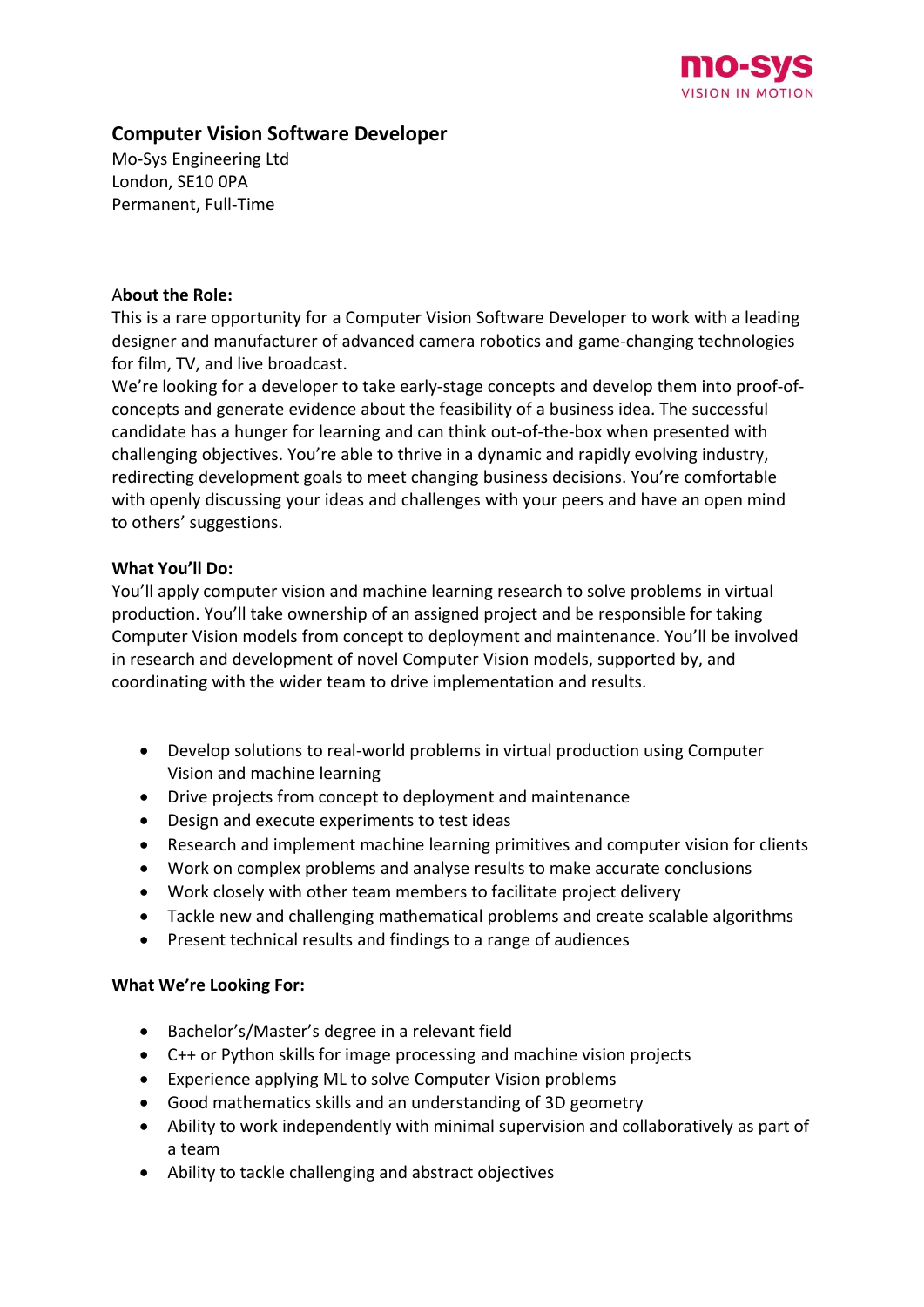mo-sys
VISION IN MOTION

## Computer Vision Software Developer

Mo-Sys Engineering Ltd
London, SE10 0PA
Permanent, Full-Time

**About the Role:**

This is a rare opportunity for a Computer Vision Software Developer to work with a leading designer and manufacturer of advanced camera robotics and game-changing technologies for film, TV, and live broadcast.

We're looking for a developer to take early-stage concepts and develop them into proof-of-concepts and generate evidence about the feasibility of a business idea. The successful candidate has a hunger for learning and can think out-of-the-box when presented with challenging objectives. You're able to thrive in a dynamic and rapidly evolving industry, redirecting development goals to meet changing business decisions. You're comfortable with openly discussing your ideas and challenges with your peers and have an open mind to others' suggestions.

**What You'll Do:**

You'll apply computer vision and machine learning research to solve problems in virtual production. You'll take ownership of an assigned project and be responsible for taking Computer Vision models from concept to deployment and maintenance. You'll be involved in research and development of novel Computer Vision models, supported by, and coordinating with the wider team to drive implementation and results.

- Develop solutions to real-world problems in virtual production using Computer Vision and machine learning
- Drive projects from concept to deployment and maintenance
- Design and execute experiments to test ideas
- Research and implement machine learning primitives and computer vision for clients
- Work on complex problems and analyse results to make accurate conclusions
- Work closely with other team members to facilitate project delivery
- Tackle new and challenging mathematical problems and create scalable algorithms
- Present technical results and findings to a range of audiences

**What We're Looking For:**

- Bachelor's/Master's degree in a relevant field
- C++ or Python skills for image processing and machine vision projects
- Experience applying ML to solve Computer Vision problems
- Good mathematics skills and an understanding of 3D geometry
- Ability to work independently with minimal supervision and collaboratively as part of a team
- Ability to tackle challenging and abstract objectives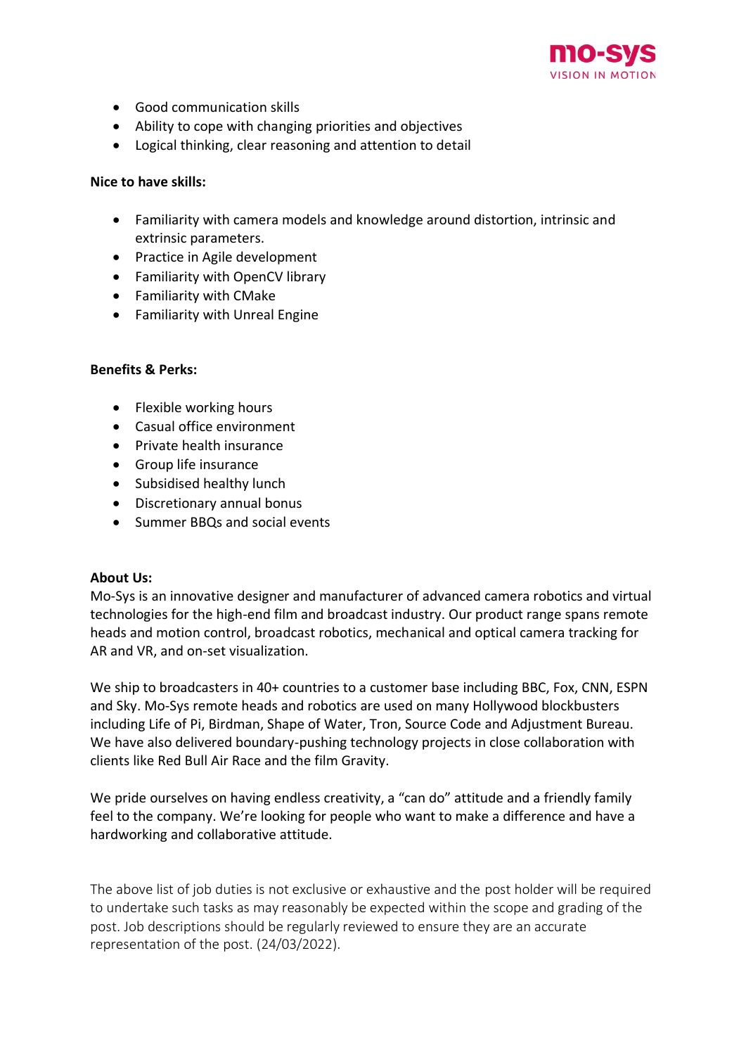- Good communication skills
- Ability to cope with changing priorities and objectives
- Logical thinking, clear reasoning and attention to detail

**Nice to have skills:**

- Familiarity with camera models and knowledge around distortion, intrinsic and extrinsic parameters.
- Practice in Agile development
- Familiarity with OpenCV library
- Familiarity with CMake
- Familiarity with Unreal Engine

**Benefits & Perks:**

- Flexible working hours
- Casual office environment
- Private health insurance
- Group life insurance
- Subsidised healthy lunch
- Discretionary annual bonus
- Summer BBQs and social events

**About Us:**

Mo-Sys is an innovative designer and manufacturer of advanced camera robotics and virtual technologies for the high-end film and broadcast industry. Our product range spans remote heads and motion control, broadcast robotics, mechanical and optical camera tracking for AR and VR, and on-set visualization.

We ship to broadcasters in 40+ countries to a customer base including BBC, Fox, CNN, ESPN and Sky. Mo-Sys remote heads and robotics are used on many Hollywood blockbusters including Life of Pi, Birdman, Shape of Water, Tron, Source Code and Adjustment Bureau. We have also delivered boundary-pushing technology projects in close collaboration with clients like Red Bull Air Race and the film Gravity.

We pride ourselves on having endless creativity, a "can do" attitude and a friendly family feel to the company. We're looking for people who want to make a difference and have a hardworking and collaborative attitude.

The above list of job duties is not exclusive or exhaustive and the post holder will be required to undertake such tasks as may reasonably be expected within the scope and grading of the post. Job descriptions should be regularly reviewed to ensure they are an accurate representation of the post. (24/03/2022).